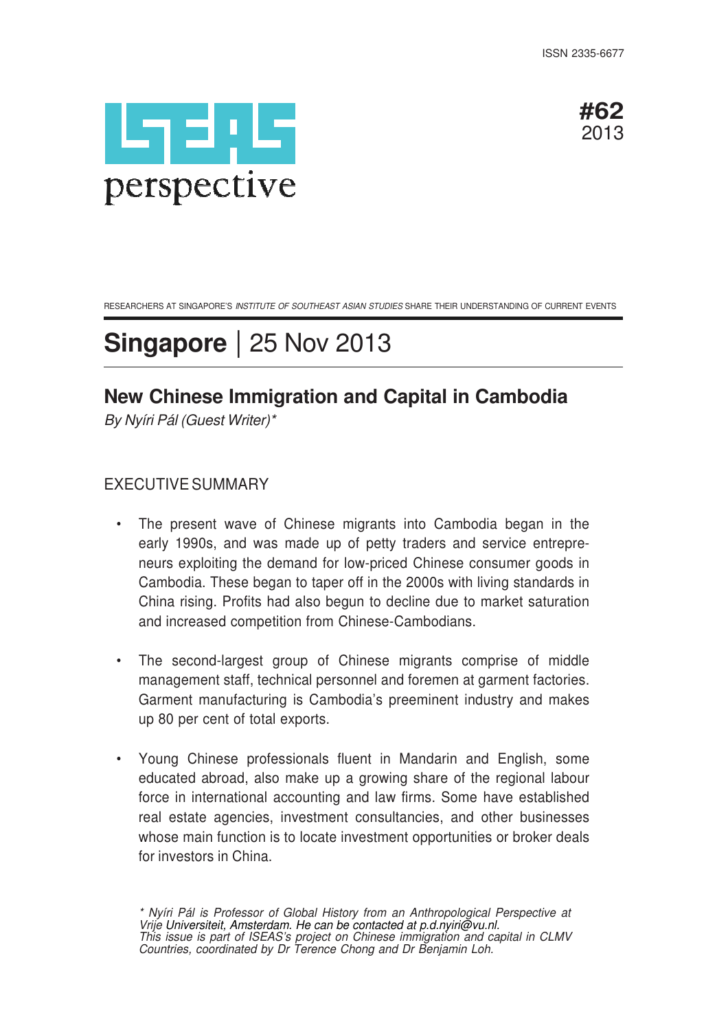ISSN 2335-6677

ISEAS perspective

#62
2013

RESEARCHERS AT SINGAPORE'S *INSTITUTE OF SOUTHEAST ASIAN STUDIES* SHARE THEIR UNDERSTANDING OF CURRENT EVENTS

# Singapore | 25 Nov 2013

## New Chinese Immigration and Capital in Cambodia

*By Nyíri Pál (Guest Writer)**

### EXECUTIVE SUMMARY

- The present wave of Chinese migrants into Cambodia began in the early 1990s, and was made up of petty traders and service entrepreneurs exploiting the demand for low-priced Chinese consumer goods in Cambodia. These began to taper off in the 2000s with living standards in China rising. Profits had also begun to decline due to market saturation and increased competition from Chinese-Cambodians.

- The second-largest group of Chinese migrants comprise of middle management staff, technical personnel and foremen at garment factories. Garment manufacturing is Cambodia's preeminent industry and makes up 80 per cent of total exports.

- Young Chinese professionals fluent in Mandarin and English, some educated abroad, also make up a growing share of the regional labour force in international accounting and law firms. Some have established real estate agencies, investment consultancies, and other businesses whose main function is to locate investment opportunities or broker deals for investors in China.

*\* Nyíri Pál is Professor of Global History from an Anthropological Perspective at Vrije Universiteit, Amsterdam. He can be contacted at p.d.nyiri@vu.nl.*
*This issue is part of ISEAS's project on Chinese immigration and capital in CLMV Countries, coordinated by Dr Terence Chong and Dr Benjamin Loh.*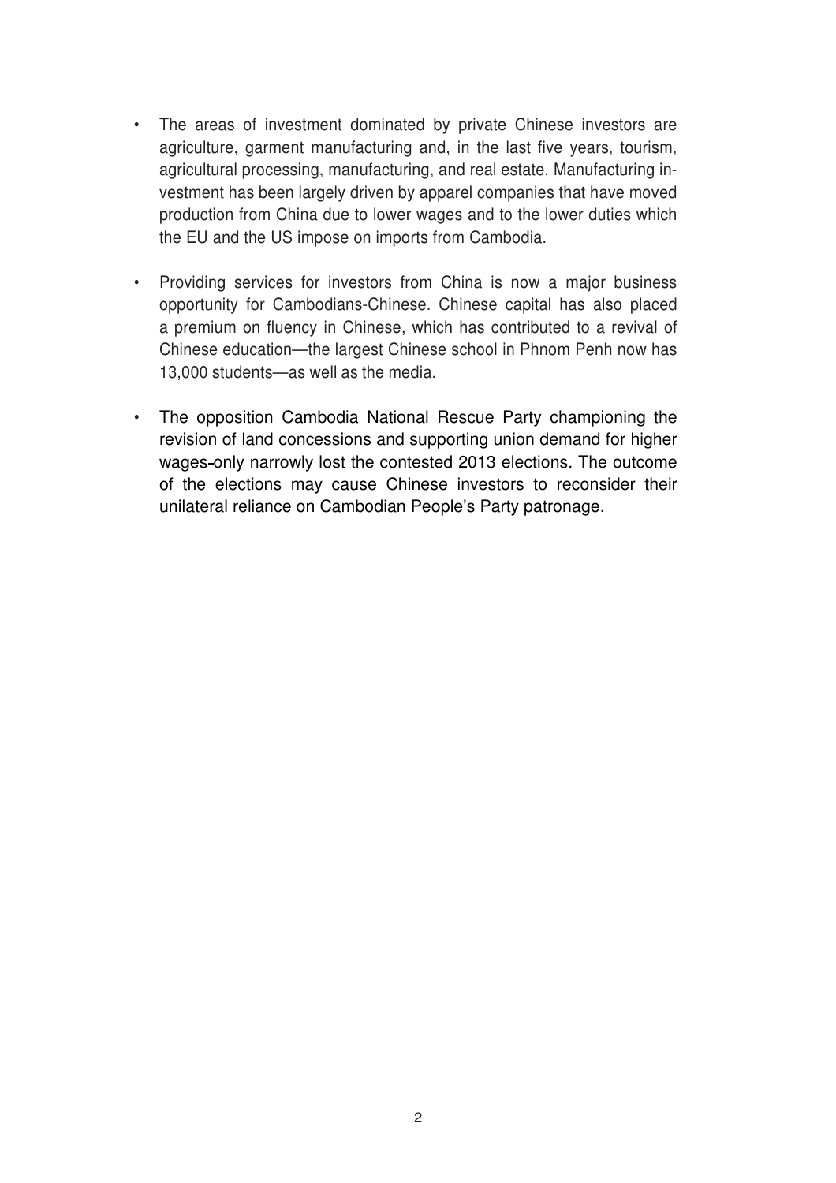- The areas of investment dominated by private Chinese investors are agriculture, garment manufacturing and, in the last five years, tourism, agricultural processing, manufacturing, and real estate. Manufacturing investment has been largely driven by apparel companies that have moved production from China due to lower wages and to the lower duties which the EU and the US impose on imports from Cambodia.

- Providing services for investors from China is now a major business opportunity for Cambodians-Chinese. Chinese capital has also placed a premium on fluency in Chinese, which has contributed to a revival of Chinese education—the largest Chinese school in Phnom Penh now has 13,000 students—as well as the media.

- The opposition Cambodia National Rescue Party championing the revision of land concessions and supporting union demand for higher wages-only narrowly lost the contested 2013 elections. The outcome of the elections may cause Chinese investors to reconsider their unilateral reliance on Cambodian People's Party patronage.

---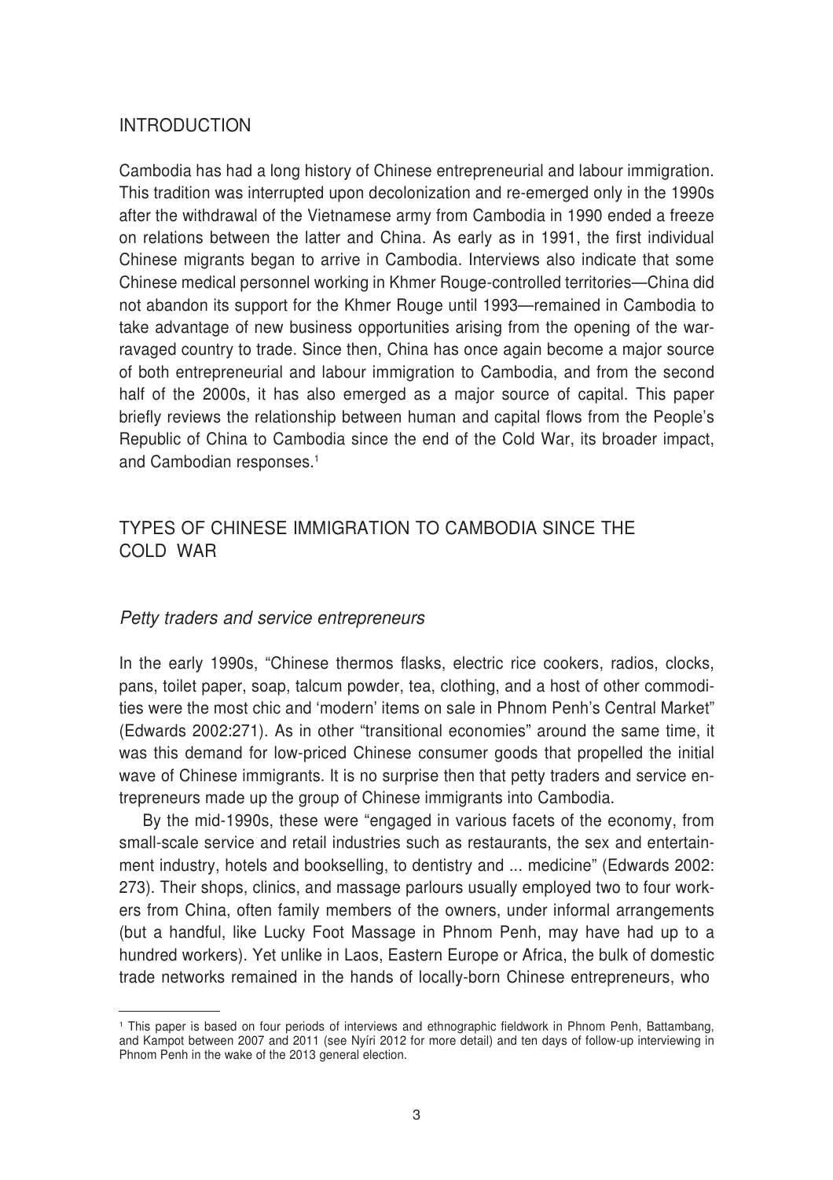## INTRODUCTION

Cambodia has had a long history of Chinese entrepreneurial and labour immigration. This tradition was interrupted upon decolonization and re-emerged only in the 1990s after the withdrawal of the Vietnamese army from Cambodia in 1990 ended a freeze on relations between the latter and China. As early as in 1991, the first individual Chinese migrants began to arrive in Cambodia. Interviews also indicate that some Chinese medical personnel working in Khmer Rouge-controlled territories—China did not abandon its support for the Khmer Rouge until 1993—remained in Cambodia to take advantage of new business opportunities arising from the opening of the war-ravaged country to trade. Since then, China has once again become a major source of both entrepreneurial and labour immigration to Cambodia, and from the second half of the 2000s, it has also emerged as a major source of capital. This paper briefly reviews the relationship between human and capital flows from the People's Republic of China to Cambodia since the end of the Cold War, its broader impact, and Cambodian responses.[1]

## TYPES OF CHINESE IMMIGRATION TO CAMBODIA SINCE THE COLD WAR

### *Petty traders and service entrepreneurs*

In the early 1990s, "Chinese thermos flasks, electric rice cookers, radios, clocks, pans, toilet paper, soap, talcum powder, tea, clothing, and a host of other commodities were the most chic and 'modern' items on sale in Phnom Penh's Central Market" (Edwards 2002:271). As in other "transitional economies" around the same time, it was this demand for low-priced Chinese consumer goods that propelled the initial wave of Chinese immigrants. It is no surprise then that petty traders and service entrepreneurs made up the group of Chinese immigrants into Cambodia.

By the mid-1990s, these were "engaged in various facets of the economy, from small-scale service and retail industries such as restaurants, the sex and entertainment industry, hotels and bookselling, to dentistry and ... medicine" (Edwards 2002: 273). Their shops, clinics, and massage parlours usually employed two to four workers from China, often family members of the owners, under informal arrangements (but a handful, like Lucky Foot Massage in Phnom Penh, may have had up to a hundred workers). Yet unlike in Laos, Eastern Europe or Africa, the bulk of domestic trade networks remained in the hands of locally-born Chinese entrepreneurs, who

[1] This paper is based on four periods of interviews and ethnographic fieldwork in Phnom Penh, Battambang, and Kampot between 2007 and 2011 (see Nyíri 2012 for more detail) and ten days of follow-up interviewing in Phnom Penh in the wake of the 2013 general election.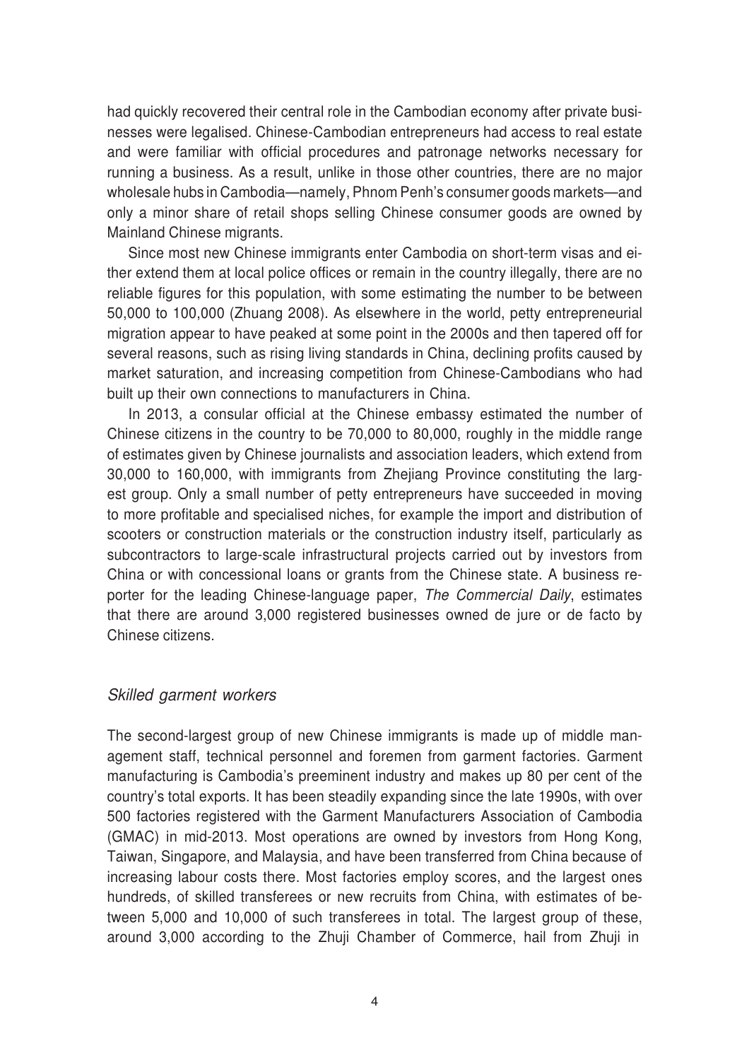had quickly recovered their central role in the Cambodian economy after private businesses were legalised. Chinese-Cambodian entrepreneurs had access to real estate and were familiar with official procedures and patronage networks necessary for running a business. As a result, unlike in those other countries, there are no major wholesale hubs in Cambodia—namely, Phnom Penh's consumer goods markets—and only a minor share of retail shops selling Chinese consumer goods are owned by Mainland Chinese migrants.

Since most new Chinese immigrants enter Cambodia on short-term visas and either extend them at local police offices or remain in the country illegally, there are no reliable figures for this population, with some estimating the number to be between 50,000 to 100,000 (Zhuang 2008). As elsewhere in the world, petty entrepreneurial migration appear to have peaked at some point in the 2000s and then tapered off for several reasons, such as rising living standards in China, declining profits caused by market saturation, and increasing competition from Chinese-Cambodians who had built up their own connections to manufacturers in China.

In 2013, a consular official at the Chinese embassy estimated the number of Chinese citizens in the country to be 70,000 to 80,000, roughly in the middle range of estimates given by Chinese journalists and association leaders, which extend from 30,000 to 160,000, with immigrants from Zhejiang Province constituting the largest group. Only a small number of petty entrepreneurs have succeeded in moving to more profitable and specialised niches, for example the import and distribution of scooters or construction materials or the construction industry itself, particularly as subcontractors to large-scale infrastructural projects carried out by investors from China or with concessional loans or grants from the Chinese state. A business reporter for the leading Chinese-language paper, *The Commercial Daily*, estimates that there are around 3,000 registered businesses owned de jure or de facto by Chinese citizens.

### *Skilled garment workers*

The second-largest group of new Chinese immigrants is made up of middle management staff, technical personnel and foremen from garment factories. Garment manufacturing is Cambodia's preeminent industry and makes up 80 per cent of the country's total exports. It has been steadily expanding since the late 1990s, with over 500 factories registered with the Garment Manufacturers Association of Cambodia (GMAC) in mid-2013. Most operations are owned by investors from Hong Kong, Taiwan, Singapore, and Malaysia, and have been transferred from China because of increasing labour costs there. Most factories employ scores, and the largest ones hundreds, of skilled transferees or new recruits from China, with estimates of between 5,000 and 10,000 of such transferees in total. The largest group of these, around 3,000 according to the Zhuji Chamber of Commerce, hail from Zhuji in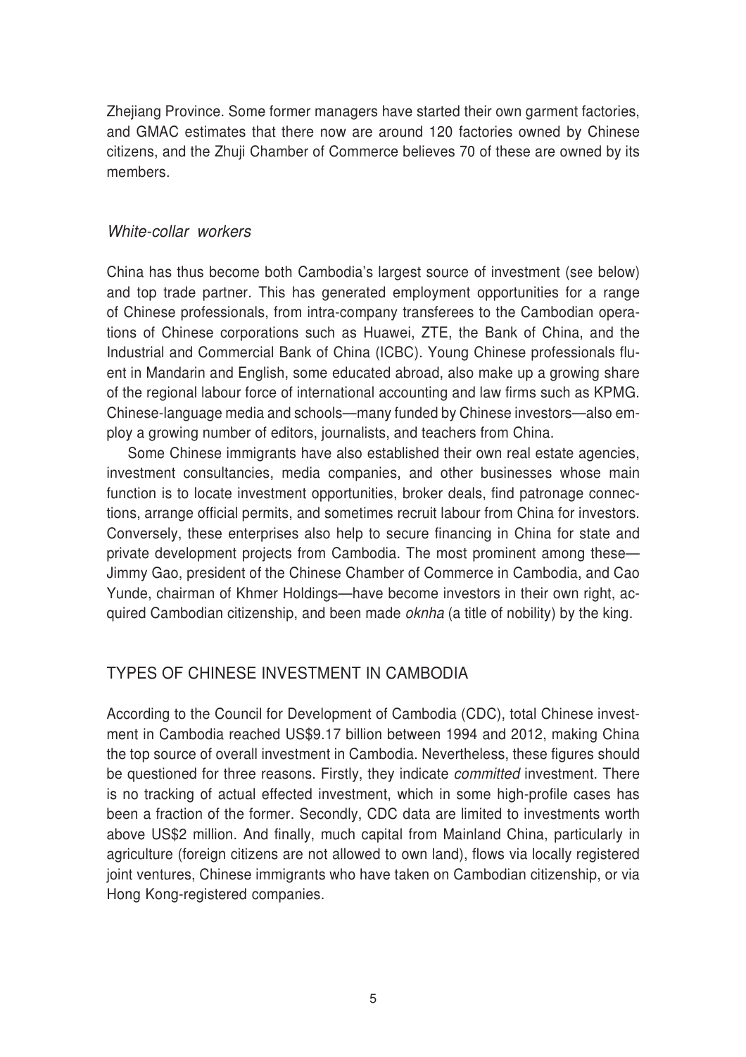Zhejiang Province. Some former managers have started their own garment factories, and GMAC estimates that there now are around 120 factories owned by Chinese citizens, and the Zhuji Chamber of Commerce believes 70 of these are owned by its members.

### *White-collar workers*

China has thus become both Cambodia's largest source of investment (see below) and top trade partner. This has generated employment opportunities for a range of Chinese professionals, from intra-company transferees to the Cambodian operations of Chinese corporations such as Huawei, ZTE, the Bank of China, and the Industrial and Commercial Bank of China (ICBC). Young Chinese professionals fluent in Mandarin and English, some educated abroad, also make up a growing share of the regional labour force of international accounting and law firms such as KPMG. Chinese-language media and schools—many funded by Chinese investors—also employ a growing number of editors, journalists, and teachers from China.

Some Chinese immigrants have also established their own real estate agencies, investment consultancies, media companies, and other businesses whose main function is to locate investment opportunities, broker deals, find patronage connections, arrange official permits, and sometimes recruit labour from China for investors. Conversely, these enterprises also help to secure financing in China for state and private development projects from Cambodia. The most prominent among these—Jimmy Gao, president of the Chinese Chamber of Commerce in Cambodia, and Cao Yunde, chairman of Khmer Holdings—have become investors in their own right, acquired Cambodian citizenship, and been made *oknha* (a title of nobility) by the king.

## TYPES OF CHINESE INVESTMENT IN CAMBODIA

According to the Council for Development of Cambodia (CDC), total Chinese investment in Cambodia reached US$9.17 billion between 1994 and 2012, making China the top source of overall investment in Cambodia. Nevertheless, these figures should be questioned for three reasons. Firstly, they indicate *committed* investment. There is no tracking of actual effected investment, which in some high-profile cases has been a fraction of the former. Secondly, CDC data are limited to investments worth above US$2 million. And finally, much capital from Mainland China, particularly in agriculture (foreign citizens are not allowed to own land), flows via locally registered joint ventures, Chinese immigrants who have taken on Cambodian citizenship, or via Hong Kong-registered companies.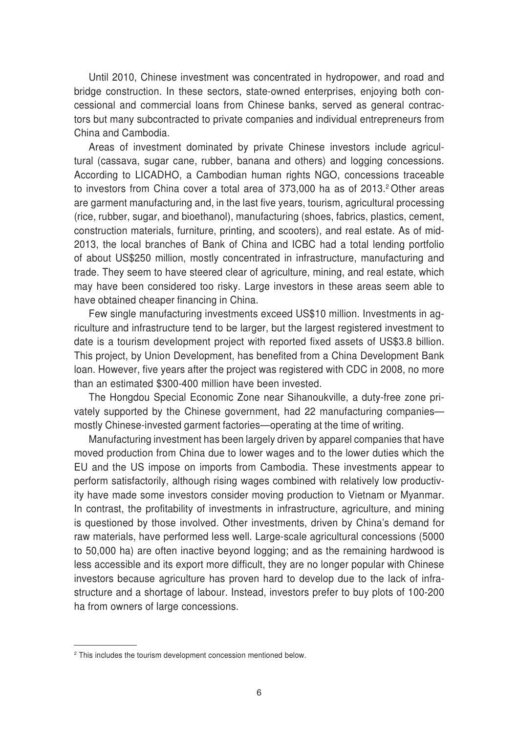Until 2010, Chinese investment was concentrated in hydropower, and road and bridge construction. In these sectors, state-owned enterprises, enjoying both concessional and commercial loans from Chinese banks, served as general contractors but many subcontracted to private companies and individual entrepreneurs from China and Cambodia.

Areas of investment dominated by private Chinese investors include agricultural (cassava, sugar cane, rubber, banana and others) and logging concessions. According to LICADHO, a Cambodian human rights NGO, concessions traceable to investors from China cover a total area of 373,000 ha as of 2013.[2] Other areas are garment manufacturing and, in the last five years, tourism, agricultural processing (rice, rubber, sugar, and bioethanol), manufacturing (shoes, fabrics, plastics, cement, construction materials, furniture, printing, and scooters), and real estate. As of mid-2013, the local branches of Bank of China and ICBC had a total lending portfolio of about US$250 million, mostly concentrated in infrastructure, manufacturing and trade. They seem to have steered clear of agriculture, mining, and real estate, which may have been considered too risky. Large investors in these areas seem able to have obtained cheaper financing in China.

Few single manufacturing investments exceed US$10 million. Investments in agriculture and infrastructure tend to be larger, but the largest registered investment to date is a tourism development project with reported fixed assets of US$3.8 billion. This project, by Union Development, has benefited from a China Development Bank loan. However, five years after the project was registered with CDC in 2008, no more than an estimated $300-400 million have been invested.

The Hongdou Special Economic Zone near Sihanoukville, a duty-free zone privately supported by the Chinese government, had 22 manufacturing companies—mostly Chinese-invested garment factories—operating at the time of writing.

Manufacturing investment has been largely driven by apparel companies that have moved production from China due to lower wages and to the lower duties which the EU and the US impose on imports from Cambodia. These investments appear to perform satisfactorily, although rising wages combined with relatively low productivity have made some investors consider moving production to Vietnam or Myanmar. In contrast, the profitability of investments in infrastructure, agriculture, and mining is questioned by those involved. Other investments, driven by China's demand for raw materials, have performed less well. Large-scale agricultural concessions (5000 to 50,000 ha) are often inactive beyond logging; and as the remaining hardwood is less accessible and its export more difficult, they are no longer popular with Chinese investors because agriculture has proven hard to develop due to the lack of infrastructure and a shortage of labour. Instead, investors prefer to buy plots of 100-200 ha from owners of large concessions.

[2] This includes the tourism development concession mentioned below.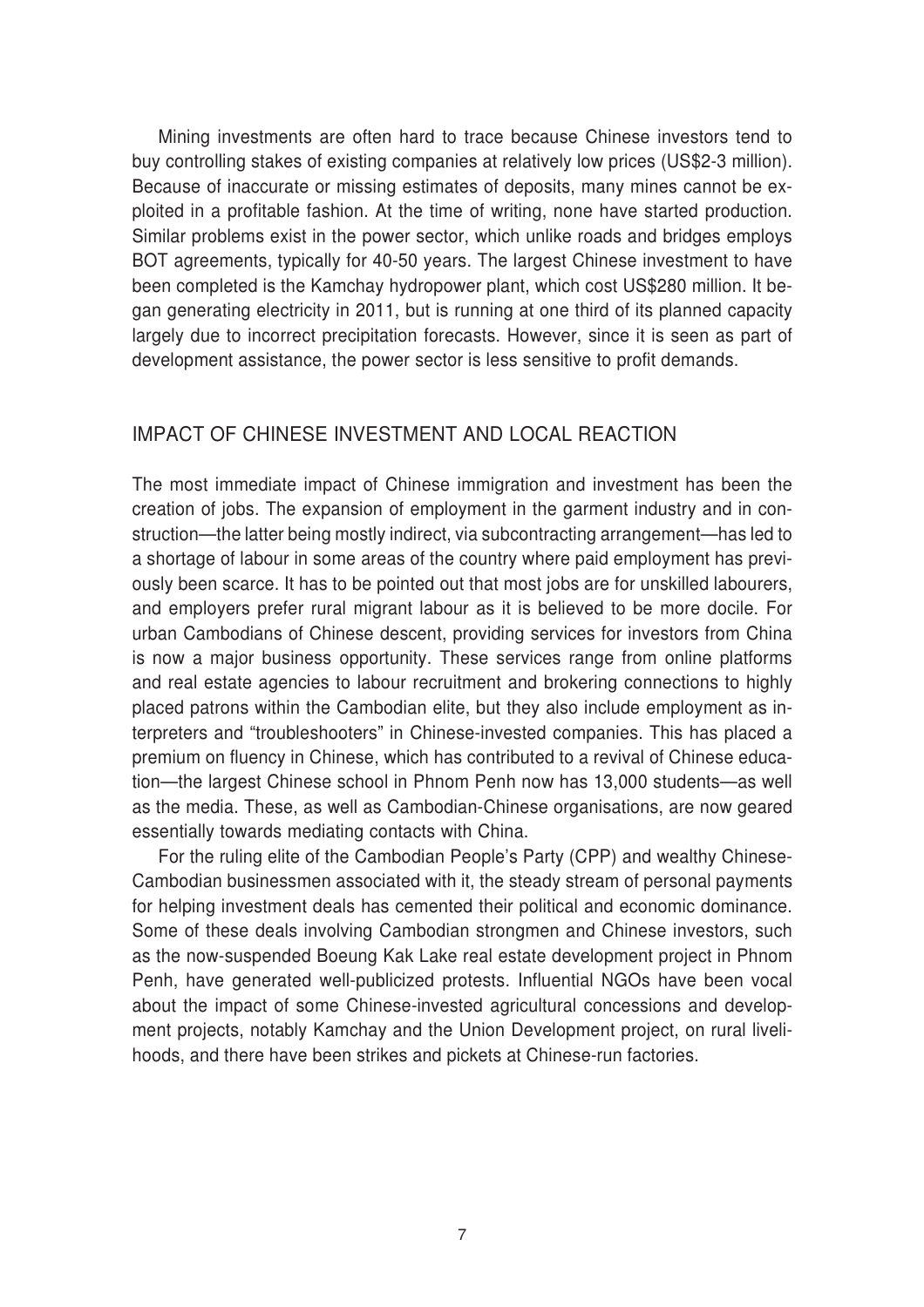Mining investments are often hard to trace because Chinese investors tend to buy controlling stakes of existing companies at relatively low prices (US$2-3 million). Because of inaccurate or missing estimates of deposits, many mines cannot be exploited in a profitable fashion. At the time of writing, none have started production. Similar problems exist in the power sector, which unlike roads and bridges employs BOT agreements, typically for 40-50 years. The largest Chinese investment to have been completed is the Kamchay hydropower plant, which cost US$280 million. It began generating electricity in 2011, but is running at one third of its planned capacity largely due to incorrect precipitation forecasts. However, since it is seen as part of development assistance, the power sector is less sensitive to profit demands.

## IMPACT OF CHINESE INVESTMENT AND LOCAL REACTION

The most immediate impact of Chinese immigration and investment has been the creation of jobs. The expansion of employment in the garment industry and in construction—the latter being mostly indirect, via subcontracting arrangement—has led to a shortage of labour in some areas of the country where paid employment has previously been scarce. It has to be pointed out that most jobs are for unskilled labourers, and employers prefer rural migrant labour as it is believed to be more docile. For urban Cambodians of Chinese descent, providing services for investors from China is now a major business opportunity. These services range from online platforms and real estate agencies to labour recruitment and brokering connections to highly placed patrons within the Cambodian elite, but they also include employment as interpreters and "troubleshooters" in Chinese-invested companies. This has placed a premium on fluency in Chinese, which has contributed to a revival of Chinese education—the largest Chinese school in Phnom Penh now has 13,000 students—as well as the media. These, as well as Cambodian-Chinese organisations, are now geared essentially towards mediating contacts with China.

For the ruling elite of the Cambodian People's Party (CPP) and wealthy Chinese-Cambodian businessmen associated with it, the steady stream of personal payments for helping investment deals has cemented their political and economic dominance. Some of these deals involving Cambodian strongmen and Chinese investors, such as the now-suspended Boeung Kak Lake real estate development project in Phnom Penh, have generated well-publicized protests. Influential NGOs have been vocal about the impact of some Chinese-invested agricultural concessions and development projects, notably Kamchay and the Union Development project, on rural livelihoods, and there have been strikes and pickets at Chinese-run factories.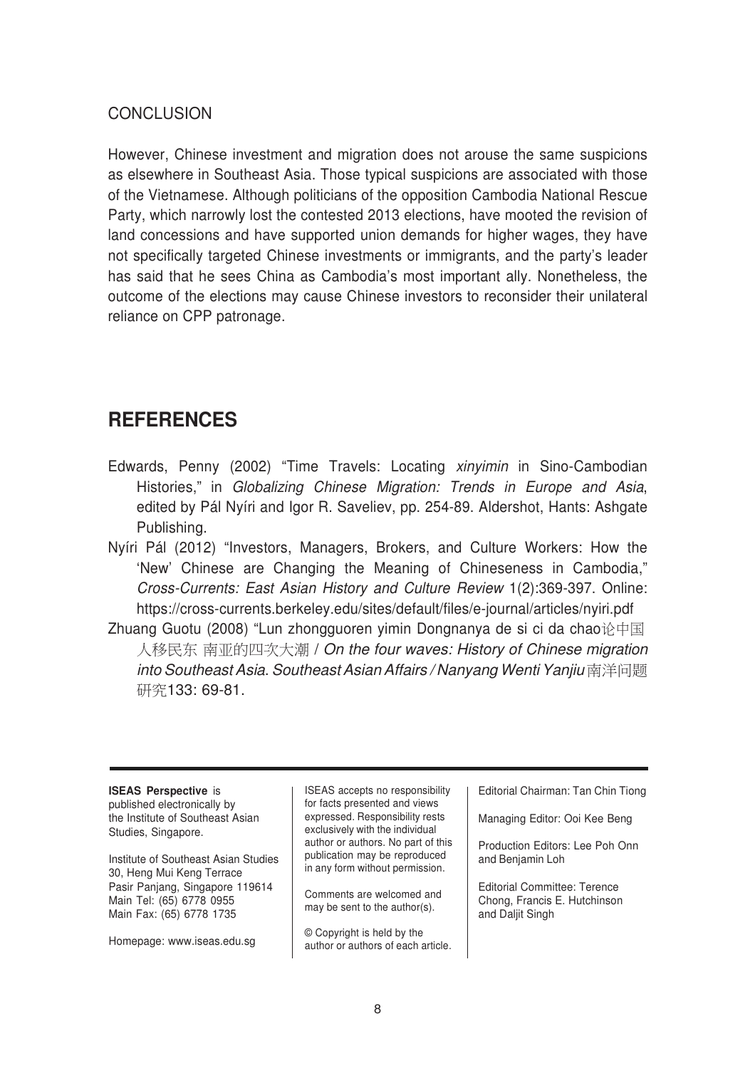## CONCLUSION

However, Chinese investment and migration does not arouse the same suspicions as elsewhere in Southeast Asia. Those typical suspicions are associated with those of the Vietnamese. Although politicians of the opposition Cambodia National Rescue Party, which narrowly lost the contested 2013 elections, have mooted the revision of land concessions and have supported union demands for higher wages, they have not specifically targeted Chinese investments or immigrants, and the party's leader has said that he sees China as Cambodia's most important ally. Nonetheless, the outcome of the elections may cause Chinese investors to reconsider their unilateral reliance on CPP patronage.

## REFERENCES

Edwards, Penny (2002) "Time Travels: Locating *xinyimin* in Sino-Cambodian Histories," in *Globalizing Chinese Migration: Trends in Europe and Asia*, edited by Pál Nyíri and Igor R. Saveliev, pp. 254-89. Aldershot, Hants: Ashgate Publishing.

Nyíri Pál (2012) "Investors, Managers, Brokers, and Culture Workers: How the 'New' Chinese are Changing the Meaning of Chineseness in Cambodia," *Cross-Currents: East Asian History and Culture Review* 1(2):369-397. Online: https://cross-currents.berkeley.edu/sites/default/files/e-journal/articles/nyiri.pdf

Zhuang Guotu (2008) "Lun zhongguoren yimin Dongnanya de si ci da chao论中国人移民东 南亚的四次大潮 / *On the four waves: History of Chinese migration into Southeast Asia*. *Southeast Asian Affairs / Nanyang Wenti Yanjiu* 南洋问题研究133: 69-81.

---

**ISEAS Perspective** is published electronically by the Institute of Southeast Asian Studies, Singapore.

Institute of Southeast Asian Studies
30, Heng Mui Keng Terrace
Pasir Panjang, Singapore 119614
Main Tel: (65) 6778 0955
Main Fax: (65) 6778 1735

Homepage: www.iseas.edu.sg

ISEAS accepts no responsibility for facts presented and views expressed. Responsibility rests exclusively with the individual author or authors. No part of this publication may be reproduced in any form without permission.

Comments are welcomed and may be sent to the author(s).

© Copyright is held by the author or authors of each article.

Editorial Chairman: Tan Chin Tiong

Managing Editor: Ooi Kee Beng

Production Editors: Lee Poh Onn and Benjamin Loh

Editorial Committee: Terence Chong, Francis E. Hutchinson and Daljit Singh